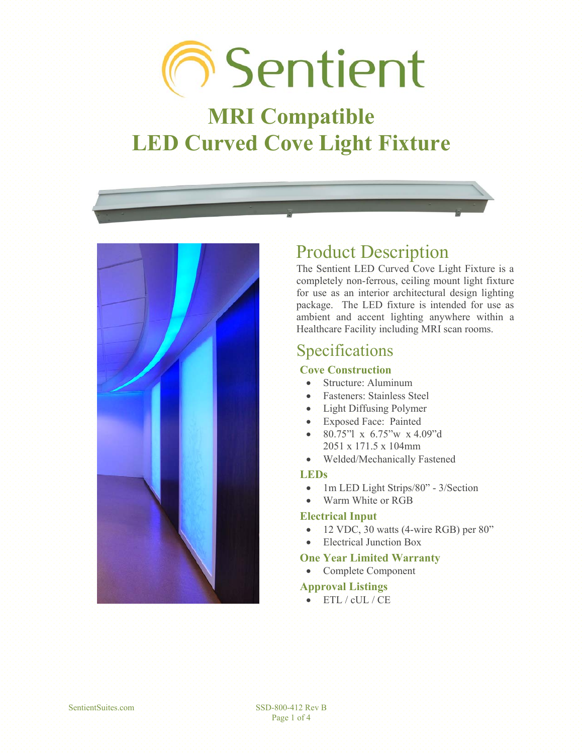# Sentient

# MRI Compatible
# LED Curved Cove Light Fixture

## Product Description

The Sentient LED Curved Cove Light Fixture is a completely non-ferrous, ceiling mount light fixture for use as an interior architectural design lighting package. The LED fixture is intended for use as ambient and accent lighting anywhere within a Healthcare Facility including MRI scan rooms.

## Specifications

### Cove Construction

- Structure: Aluminum
- Fasteners: Stainless Steel
- Light Diffusing Polymer
- Exposed Face: Painted
- 80.75"l x 6.75"w x 4.09"d
  2051 x 171.5 x 104mm
- Welded/Mechanically Fastened

### LEDs

- 1m LED Light Strips/80" - 3/Section
- Warm White or RGB

### Electrical Input

- 12 VDC, 30 watts (4-wire RGB) per 80"
- Electrical Junction Box

### One Year Limited Warranty

- Complete Component

### Approval Listings

- ETL / cUL / CE

SentientSuites.com

SSD-800-412 Rev B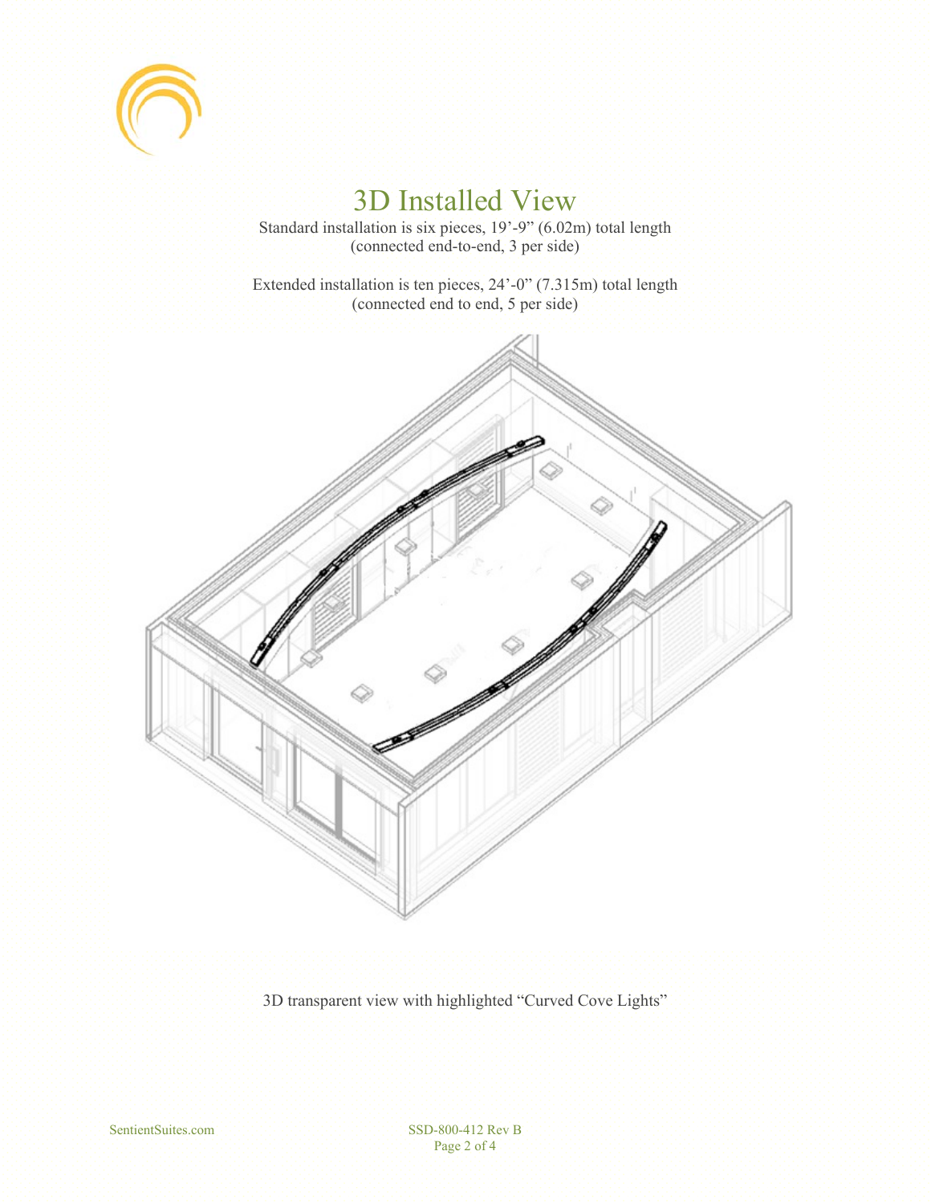# 3D Installed View

Standard installation is six pieces, 19’-9” (6.02m) total length
(connected end-to-end, 3 per side)

Extended installation is ten pieces, 24’-0” (7.315m) total length
(connected end to end, 5 per side)

3D transparent view with highlighted “Curved Cove Lights”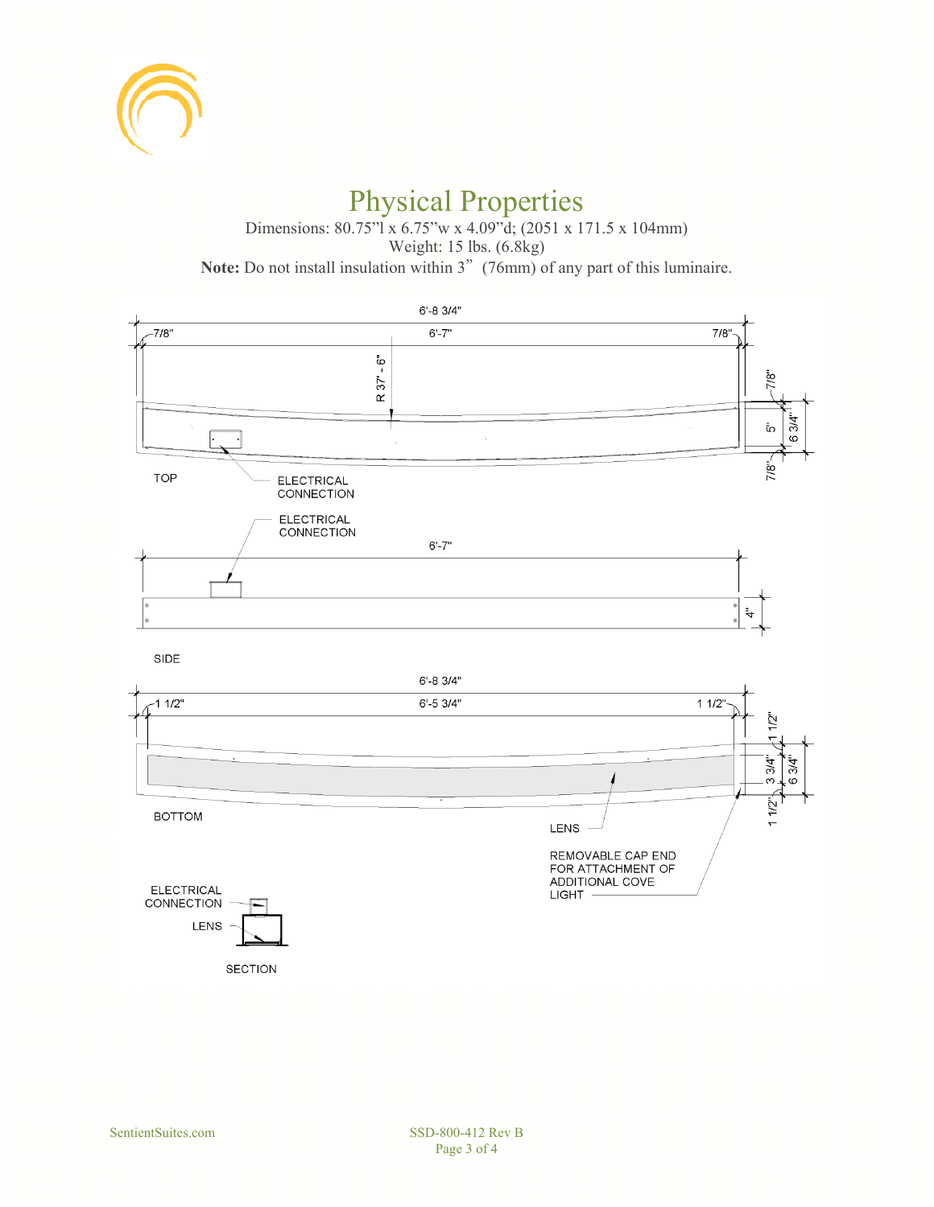# Physical Properties

Dimensions: 80.75"l x 6.75"w x 4.09"d; (2051 x 171.5 x 104mm)
Weight: 15 lbs. (6.8kg)
**Note:** Do not install insulation within 3" (76mm) of any part of this luminaire.

TOP

- 6'-8 3/4"
- 7/8"
- 6'-7"
- 7/8"
- R 37' - 6"
- 7/8"
- 5"
- 6 3/4"
- 7/8"
- ELECTRICAL CONNECTION

SIDE

- ELECTRICAL CONNECTION
- 6'-7"
- 4"

BOTTOM

- 6'-8 3/4"
- 1 1/2"
- 6'-5 3/4"
- 1 1/2"
- 1 1/2"
- 3 3/4"
- 6 3/4"
- 1 1/2"
- LENS
- REMOVABLE CAP END FOR ATTACHMENT OF ADDITIONAL COVE LIGHT

SECTION

- ELECTRICAL CONNECTION
- LENS

SentientSuites.com

SSD-800-412 Rev B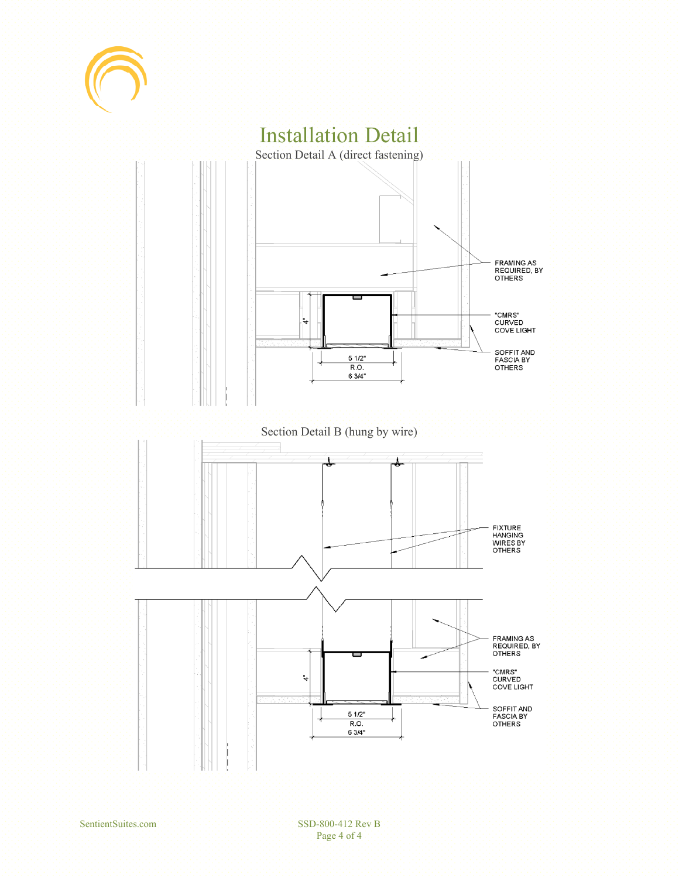# Installation Detail

## Section Detail A (direct fastening)

FRAMING AS REQUIRED, BY OTHERS

"CMRS" CURVED COVE LIGHT

SOFFIT AND FASCIA BY OTHERS

4"

5 1/2"
R.O.
6 3/4"

## Section Detail B (hung by wire)

FIXTURE HANGING WIRES BY OTHERS

FRAMING AS REQUIRED, BY OTHERS

"CMRS" CURVED COVE LIGHT

SOFFIT AND FASCIA BY OTHERS

4"

5 1/2"
R.O.
6 3/4"

SentientSuites.com

SSD-800-412 Rev B